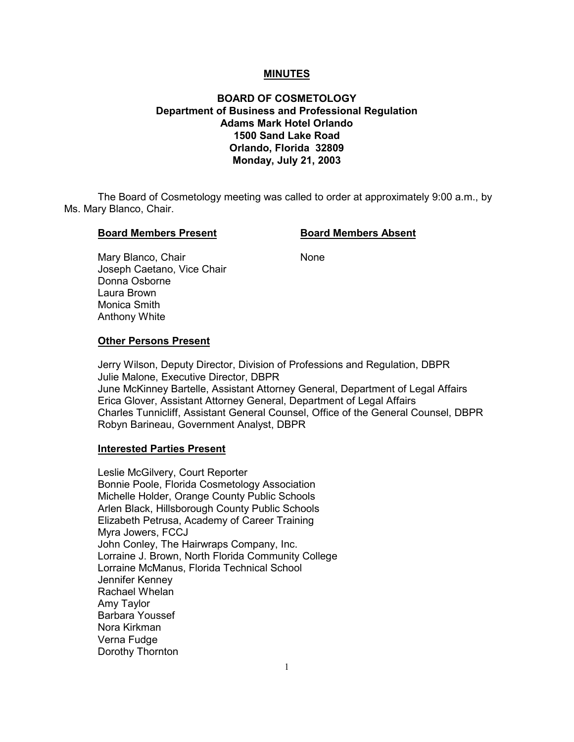# MINUTES

## BOARD OF COSMETOLOGY
## Department of Business and Professional Regulation
## Adams Mark Hotel Orlando
## 1500 Sand Lake Road
## Orlando, Florida 32809
## Monday, July 21, 2003

The Board of Cosmetology meeting was called to order at approximately 9:00 a.m., by Ms. Mary Blanco, Chair.

| **Board Members Present** | **Board Members Absent** |
|---|---|
| Mary Blanco, Chair | None |
| Joseph Caetano, Vice Chair | |
| Donna Osborne | |
| Laura Brown | |
| Monica Smith | |
| Anthony White | |

**Other Persons Present**

Jerry Wilson, Deputy Director, Division of Professions and Regulation, DBPR
Julie Malone, Executive Director, DBPR
June McKinney Bartelle, Assistant Attorney General, Department of Legal Affairs
Erica Glover, Assistant Attorney General, Department of Legal Affairs
Charles Tunnicliff, Assistant General Counsel, Office of the General Counsel, DBPR
Robyn Barineau, Government Analyst, DBPR

**Interested Parties Present**

Leslie McGilvery, Court Reporter
Bonnie Poole, Florida Cosmetology Association
Michelle Holder, Orange County Public Schools
Arlen Black, Hillsborough County Public Schools
Elizabeth Petrusa, Academy of Career Training
Myra Jowers, FCCJ
John Conley, The Hairwraps Company, Inc.
Lorraine J. Brown, North Florida Community College
Lorraine McManus, Florida Technical School
Jennifer Kenney
Rachael Whelan
Amy Taylor
Barbara Youssef
Nora Kirkman
Verna Fudge
Dorothy Thornton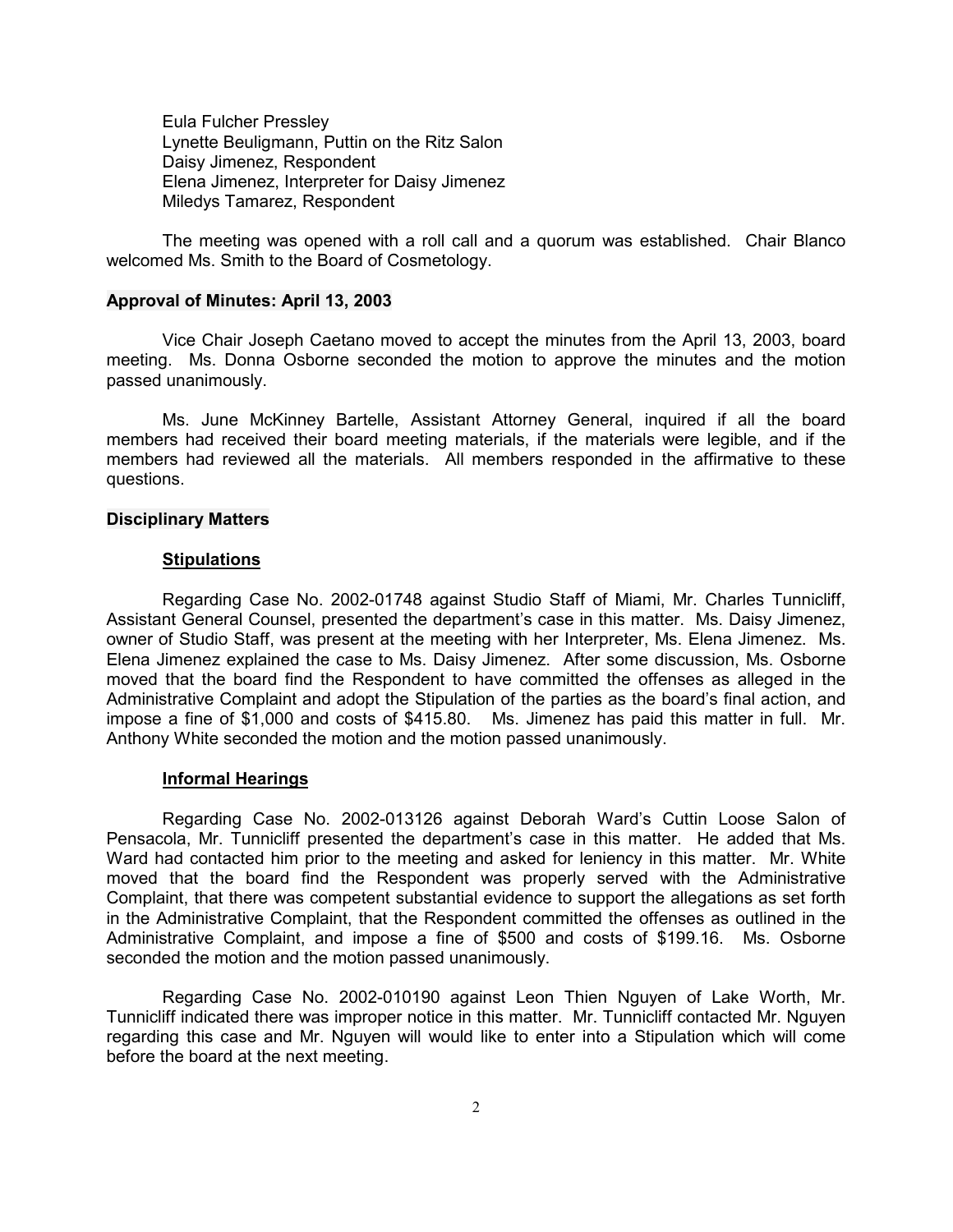Eula Fulcher Pressley
Lynette Beuligmann, Puttin on the Ritz Salon
Daisy Jimenez, Respondent
Elena Jimenez, Interpreter for Daisy Jimenez
Miledys Tamarez, Respondent

The meeting was opened with a roll call and a quorum was established. Chair Blanco welcomed Ms. Smith to the Board of Cosmetology.

**Approval of Minutes: April 13, 2003**

Vice Chair Joseph Caetano moved to accept the minutes from the April 13, 2003, board meeting. Ms. Donna Osborne seconded the motion to approve the minutes and the motion passed unanimously.

Ms. June McKinney Bartelle, Assistant Attorney General, inquired if all the board members had received their board meeting materials, if the materials were legible, and if the members had reviewed all the materials. All members responded in the affirmative to these questions.

**Disciplinary Matters**

**Stipulations**

Regarding Case No. 2002-01748 against Studio Staff of Miami, Mr. Charles Tunnicliff, Assistant General Counsel, presented the department's case in this matter. Ms. Daisy Jimenez, owner of Studio Staff, was present at the meeting with her Interpreter, Ms. Elena Jimenez. Ms. Elena Jimenez explained the case to Ms. Daisy Jimenez. After some discussion, Ms. Osborne moved that the board find the Respondent to have committed the offenses as alleged in the Administrative Complaint and adopt the Stipulation of the parties as the board's final action, and impose a fine of $1,000 and costs of $415.80. Ms. Jimenez has paid this matter in full. Mr. Anthony White seconded the motion and the motion passed unanimously.

**Informal Hearings**

Regarding Case No. 2002-013126 against Deborah Ward's Cuttin Loose Salon of Pensacola, Mr. Tunnicliff presented the department's case in this matter. He added that Ms. Ward had contacted him prior to the meeting and asked for leniency in this matter. Mr. White moved that the board find the Respondent was properly served with the Administrative Complaint, that there was competent substantial evidence to support the allegations as set forth in the Administrative Complaint, that the Respondent committed the offenses as outlined in the Administrative Complaint, and impose a fine of $500 and costs of $199.16. Ms. Osborne seconded the motion and the motion passed unanimously.

Regarding Case No. 2002-010190 against Leon Thien Nguyen of Lake Worth, Mr. Tunnicliff indicated there was improper notice in this matter. Mr. Tunnicliff contacted Mr. Nguyen regarding this case and Mr. Nguyen will would like to enter into a Stipulation which will come before the board at the next meeting.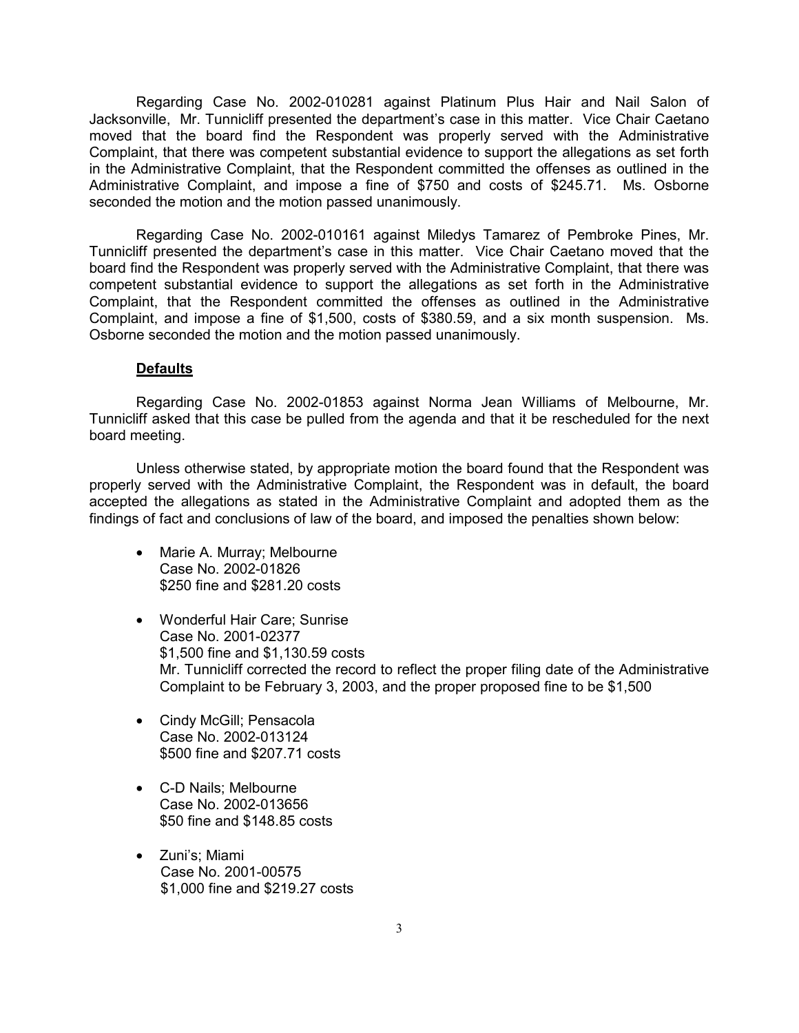Regarding Case No. 2002-010281 against Platinum Plus Hair and Nail Salon of Jacksonville, Mr. Tunnicliff presented the department's case in this matter. Vice Chair Caetano moved that the board find the Respondent was properly served with the Administrative Complaint, that there was competent substantial evidence to support the allegations as set forth in the Administrative Complaint, that the Respondent committed the offenses as outlined in the Administrative Complaint, and impose a fine of $750 and costs of $245.71. Ms. Osborne seconded the motion and the motion passed unanimously.

Regarding Case No. 2002-010161 against Miledys Tamarez of Pembroke Pines, Mr. Tunnicliff presented the department's case in this matter. Vice Chair Caetano moved that the board find the Respondent was properly served with the Administrative Complaint, that there was competent substantial evidence to support the allegations as set forth in the Administrative Complaint, that the Respondent committed the offenses as outlined in the Administrative Complaint, and impose a fine of $1,500, costs of $380.59, and a six month suspension. Ms. Osborne seconded the motion and the motion passed unanimously.

**Defaults**

Regarding Case No. 2002-01853 against Norma Jean Williams of Melbourne, Mr. Tunnicliff asked that this case be pulled from the agenda and that it be rescheduled for the next board meeting.

Unless otherwise stated, by appropriate motion the board found that the Respondent was properly served with the Administrative Complaint, the Respondent was in default, the board accepted the allegations as stated in the Administrative Complaint and adopted them as the findings of fact and conclusions of law of the board, and imposed the penalties shown below:

- Marie A. Murray; Melbourne
  Case No. 2002-01826
  $250 fine and $281.20 costs

- Wonderful Hair Care; Sunrise
  Case No. 2001-02377
  $1,500 fine and $1,130.59 costs
  Mr. Tunnicliff corrected the record to reflect the proper filing date of the Administrative Complaint to be February 3, 2003, and the proper proposed fine to be $1,500

- Cindy McGill; Pensacola
  Case No. 2002-013124
  $500 fine and $207.71 costs

- C-D Nails; Melbourne
  Case No. 2002-013656
  $50 fine and $148.85 costs

- Zuni's; Miami
  Case No. 2001-00575
  $1,000 fine and $219.27 costs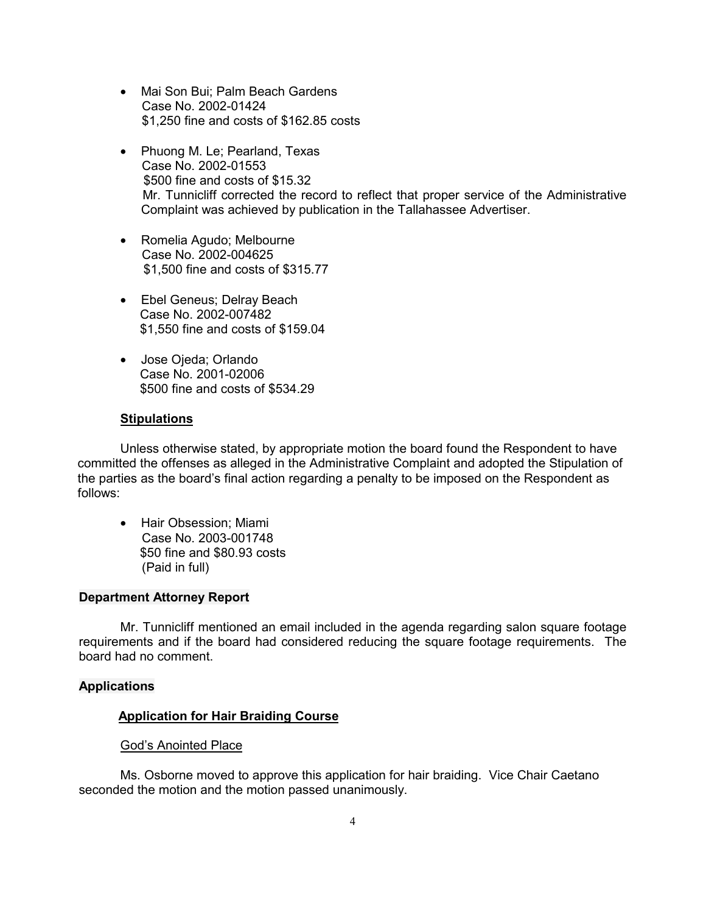- Mai Son Bui; Palm Beach Gardens
  Case No. 2002-01424
  $1,250 fine and costs of $162.85 costs

- Phuong M. Le; Pearland, Texas
  Case No. 2002-01553
  $500 fine and costs of $15.32
  Mr. Tunnicliff corrected the record to reflect that proper service of the Administrative Complaint was achieved by publication in the Tallahassee Advertiser.

- Romelia Agudo; Melbourne
  Case No. 2002-004625
  $1,500 fine and costs of $315.77

- Ebel Geneus; Delray Beach
  Case No. 2002-007482
  $1,550 fine and costs of $159.04

- Jose Ojeda; Orlando
  Case No. 2001-02006
  $500 fine and costs of $534.29

**Stipulations**

Unless otherwise stated, by appropriate motion the board found the Respondent to have committed the offenses as alleged in the Administrative Complaint and adopted the Stipulation of the parties as the board's final action regarding a penalty to be imposed on the Respondent as follows:

- Hair Obsession; Miami
  Case No. 2003-001748
  $50 fine and $80.93 costs
  (Paid in full)

**Department Attorney Report**

Mr. Tunnicliff mentioned an email included in the agenda regarding salon square footage requirements and if the board had considered reducing the square footage requirements. The board had no comment.

**Applications**

**Application for Hair Braiding Course**

God's Anointed Place

Ms. Osborne moved to approve this application for hair braiding. Vice Chair Caetano seconded the motion and the motion passed unanimously.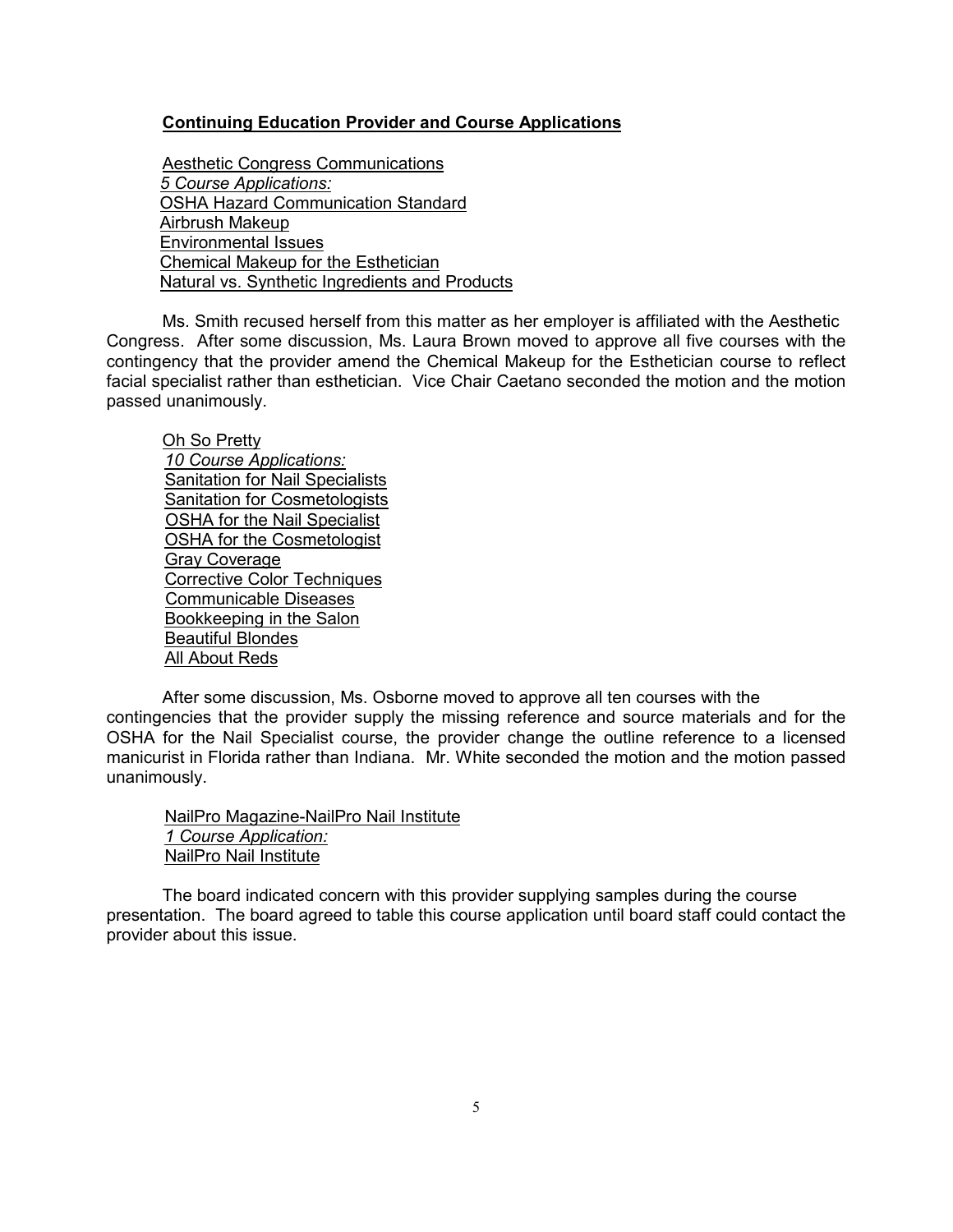**Continuing Education Provider and Course Applications**

Aesthetic Congress Communications
*5 Course Applications:*
OSHA Hazard Communication Standard
Airbrush Makeup
Environmental Issues
Chemical Makeup for the Esthetician
Natural vs. Synthetic Ingredients and Products

Ms. Smith recused herself from this matter as her employer is affiliated with the Aesthetic Congress. After some discussion, Ms. Laura Brown moved to approve all five courses with the contingency that the provider amend the Chemical Makeup for the Esthetician course to reflect facial specialist rather than esthetician. Vice Chair Caetano seconded the motion and the motion passed unanimously.

Oh So Pretty
*10 Course Applications:*
Sanitation for Nail Specialists
Sanitation for Cosmetologists
OSHA for the Nail Specialist
OSHA for the Cosmetologist
Gray Coverage
Corrective Color Techniques
Communicable Diseases
Bookkeeping in the Salon
Beautiful Blondes
All About Reds

After some discussion, Ms. Osborne moved to approve all ten courses with the contingencies that the provider supply the missing reference and source materials and for the OSHA for the Nail Specialist course, the provider change the outline reference to a licensed manicurist in Florida rather than Indiana. Mr. White seconded the motion and the motion passed unanimously.

NailPro Magazine-NailPro Nail Institute
*1 Course Application:*
NailPro Nail Institute

The board indicated concern with this provider supplying samples during the course presentation. The board agreed to table this course application until board staff could contact the provider about this issue.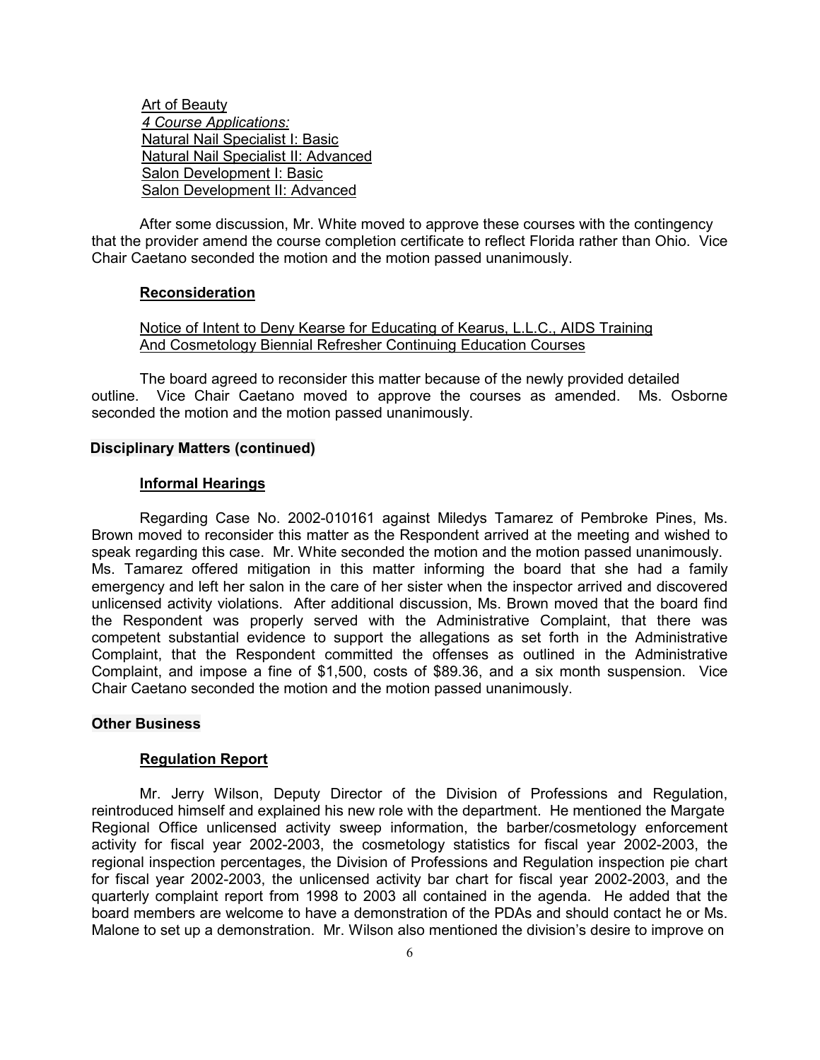Art of Beauty
*4 Course Applications:*
Natural Nail Specialist I: Basic
Natural Nail Specialist II: Advanced
Salon Development I: Basic
Salon Development II: Advanced

After some discussion, Mr. White moved to approve these courses with the contingency that the provider amend the course completion certificate to reflect Florida rather than Ohio. Vice Chair Caetano seconded the motion and the motion passed unanimously.

**Reconsideration**

Notice of Intent to Deny Kearse for Educating of Kearus, L.L.C., AIDS Training And Cosmetology Biennial Refresher Continuing Education Courses

The board agreed to reconsider this matter because of the newly provided detailed outline. Vice Chair Caetano moved to approve the courses as amended. Ms. Osborne seconded the motion and the motion passed unanimously.

**Disciplinary Matters (continued)**

**Informal Hearings**

Regarding Case No. 2002-010161 against Miledys Tamarez of Pembroke Pines, Ms. Brown moved to reconsider this matter as the Respondent arrived at the meeting and wished to speak regarding this case. Mr. White seconded the motion and the motion passed unanimously. Ms. Tamarez offered mitigation in this matter informing the board that she had a family emergency and left her salon in the care of her sister when the inspector arrived and discovered unlicensed activity violations. After additional discussion, Ms. Brown moved that the board find the Respondent was properly served with the Administrative Complaint, that there was competent substantial evidence to support the allegations as set forth in the Administrative Complaint, that the Respondent committed the offenses as outlined in the Administrative Complaint, and impose a fine of $1,500, costs of $89.36, and a six month suspension. Vice Chair Caetano seconded the motion and the motion passed unanimously.

**Other Business**

**Regulation Report**

Mr. Jerry Wilson, Deputy Director of the Division of Professions and Regulation, reintroduced himself and explained his new role with the department. He mentioned the Margate Regional Office unlicensed activity sweep information, the barber/cosmetology enforcement activity for fiscal year 2002-2003, the cosmetology statistics for fiscal year 2002-2003, the regional inspection percentages, the Division of Professions and Regulation inspection pie chart for fiscal year 2002-2003, the unlicensed activity bar chart for fiscal year 2002-2003, and the quarterly complaint report from 1998 to 2003 all contained in the agenda. He added that the board members are welcome to have a demonstration of the PDAs and should contact he or Ms. Malone to set up a demonstration. Mr. Wilson also mentioned the division's desire to improve on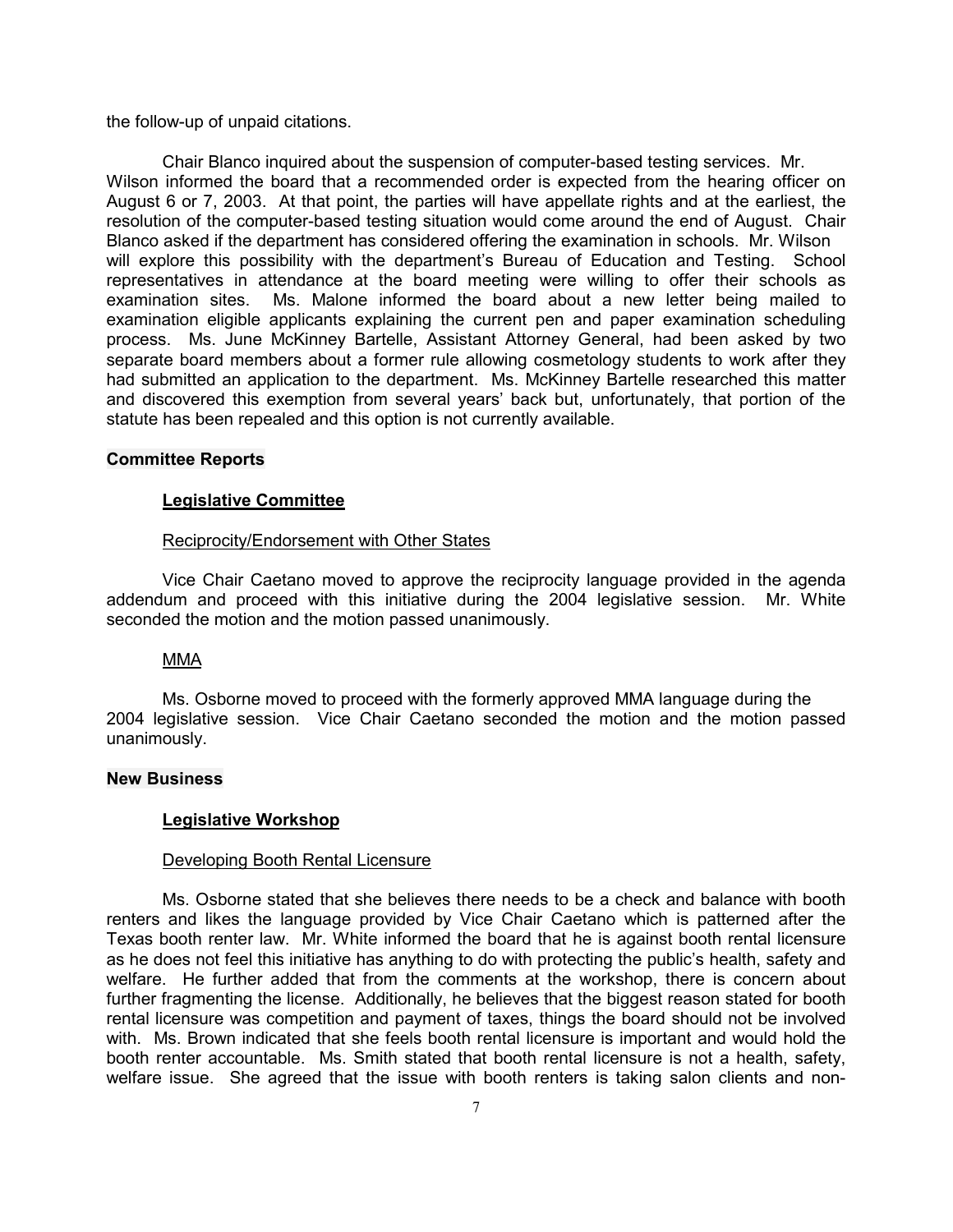the follow-up of unpaid citations.

Chair Blanco inquired about the suspension of computer-based testing services. Mr. Wilson informed the board that a recommended order is expected from the hearing officer on August 6 or 7, 2003. At that point, the parties will have appellate rights and at the earliest, the resolution of the computer-based testing situation would come around the end of August. Chair Blanco asked if the department has considered offering the examination in schools. Mr. Wilson will explore this possibility with the department's Bureau of Education and Testing. School representatives in attendance at the board meeting were willing to offer their schools as examination sites. Ms. Malone informed the board about a new letter being mailed to examination eligible applicants explaining the current pen and paper examination scheduling process. Ms. June McKinney Bartelle, Assistant Attorney General, had been asked by two separate board members about a former rule allowing cosmetology students to work after they had submitted an application to the department. Ms. McKinney Bartelle researched this matter and discovered this exemption from several years' back but, unfortunately, that portion of the statute has been repealed and this option is not currently available.

## Committee Reports

### Legislative Committee

#### Reciprocity/Endorsement with Other States

Vice Chair Caetano moved to approve the reciprocity language provided in the agenda addendum and proceed with this initiative during the 2004 legislative session. Mr. White seconded the motion and the motion passed unanimously.

#### MMA

Ms. Osborne moved to proceed with the formerly approved MMA language during the 2004 legislative session. Vice Chair Caetano seconded the motion and the motion passed unanimously.

## New Business

### Legislative Workshop

#### Developing Booth Rental Licensure

Ms. Osborne stated that she believes there needs to be a check and balance with booth renters and likes the language provided by Vice Chair Caetano which is patterned after the Texas booth renter law. Mr. White informed the board that he is against booth rental licensure as he does not feel this initiative has anything to do with protecting the public's health, safety and welfare. He further added that from the comments at the workshop, there is concern about further fragmenting the license. Additionally, he believes that the biggest reason stated for booth rental licensure was competition and payment of taxes, things the board should not be involved with. Ms. Brown indicated that she feels booth rental licensure is important and would hold the booth renter accountable. Ms. Smith stated that booth rental licensure is not a health, safety, welfare issue. She agreed that the issue with booth renters is taking salon clients and non-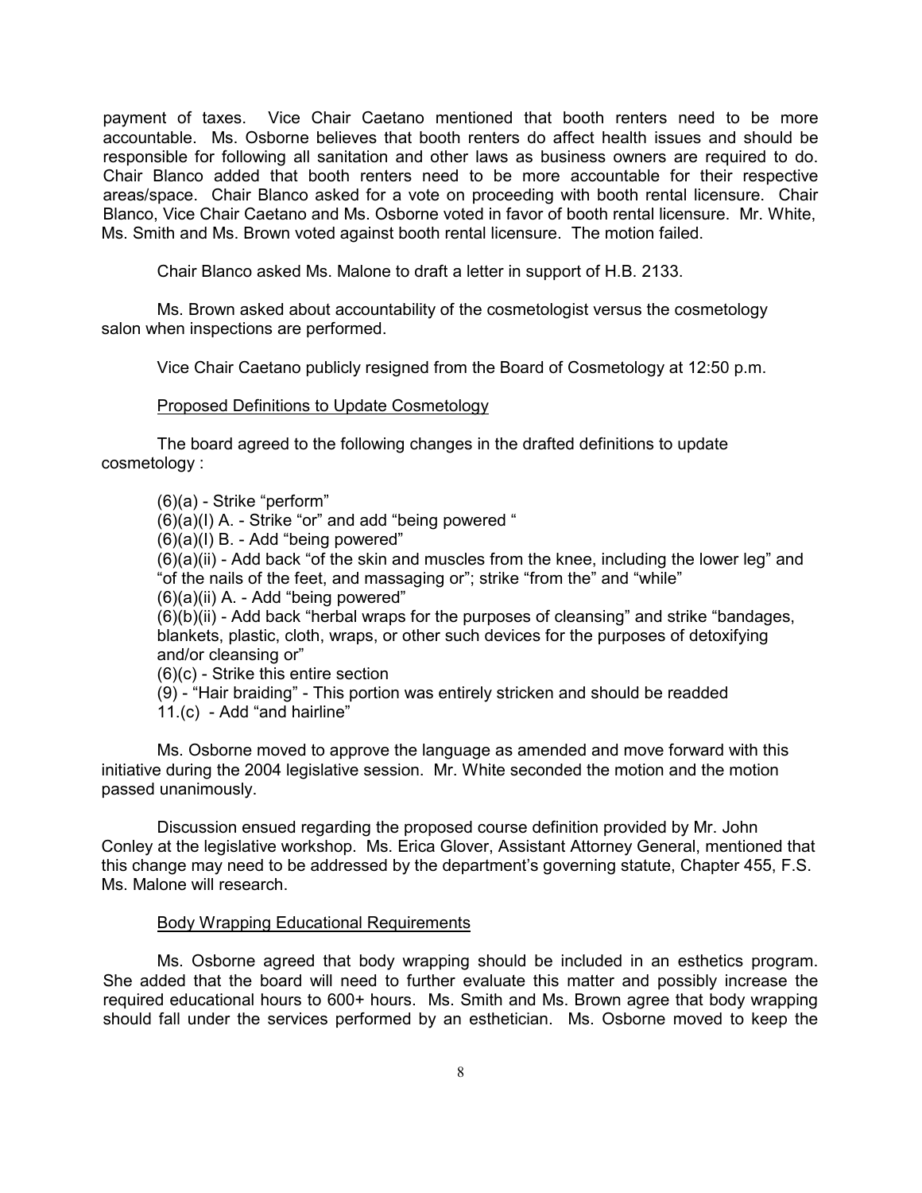payment of taxes. Vice Chair Caetano mentioned that booth renters need to be more accountable. Ms. Osborne believes that booth renters do affect health issues and should be responsible for following all sanitation and other laws as business owners are required to do. Chair Blanco added that booth renters need to be more accountable for their respective areas/space. Chair Blanco asked for a vote on proceeding with booth rental licensure. Chair Blanco, Vice Chair Caetano and Ms. Osborne voted in favor of booth rental licensure. Mr. White, Ms. Smith and Ms. Brown voted against booth rental licensure. The motion failed.

Chair Blanco asked Ms. Malone to draft a letter in support of H.B. 2133.

Ms. Brown asked about accountability of the cosmetologist versus the cosmetology salon when inspections are performed.

Vice Chair Caetano publicly resigned from the Board of Cosmetology at 12:50 p.m.

Proposed Definitions to Update Cosmetology

The board agreed to the following changes in the drafted definitions to update cosmetology :

(6)(a) - Strike "perform"
(6)(a)(I) A. - Strike "or" and add "being powered "
(6)(a)(I) B. - Add "being powered"
(6)(a)(ii) - Add back "of the skin and muscles from the knee, including the lower leg" and "of the nails of the feet, and massaging or"; strike "from the" and "while"
(6)(a)(ii) A. - Add "being powered"
(6)(b)(ii) - Add back "herbal wraps for the purposes of cleansing" and strike "bandages, blankets, plastic, cloth, wraps, or other such devices for the purposes of detoxifying and/or cleansing or"
(6)(c) - Strike this entire section
(9) - "Hair braiding" - This portion was entirely stricken and should be readded
11.(c) - Add "and hairline"

Ms. Osborne moved to approve the language as amended and move forward with this initiative during the 2004 legislative session. Mr. White seconded the motion and the motion passed unanimously.

Discussion ensued regarding the proposed course definition provided by Mr. John Conley at the legislative workshop. Ms. Erica Glover, Assistant Attorney General, mentioned that this change may need to be addressed by the department's governing statute, Chapter 455, F.S. Ms. Malone will research.

Body Wrapping Educational Requirements

Ms. Osborne agreed that body wrapping should be included in an esthetics program. She added that the board will need to further evaluate this matter and possibly increase the required educational hours to 600+ hours. Ms. Smith and Ms. Brown agree that body wrapping should fall under the services performed by an esthetician. Ms. Osborne moved to keep the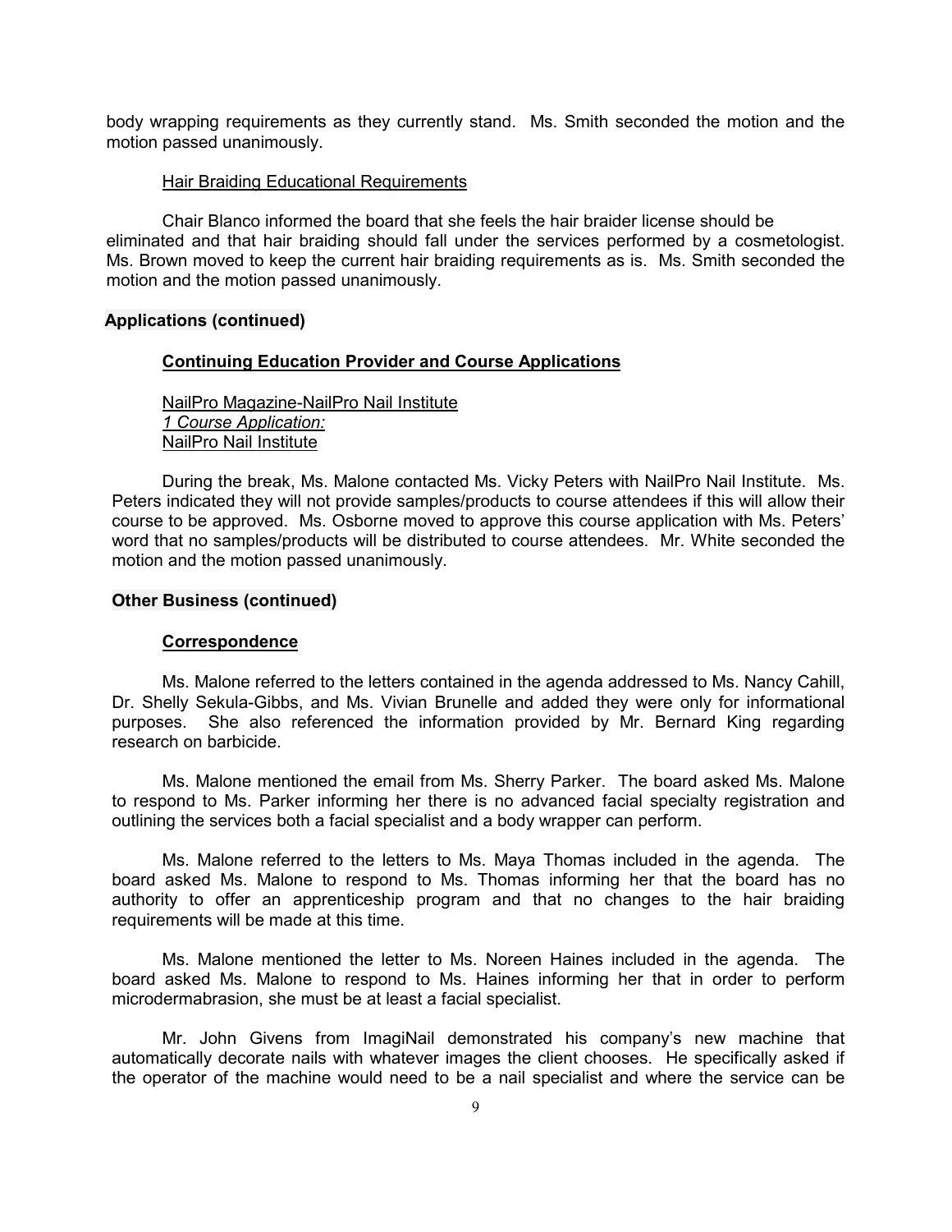body wrapping requirements as they currently stand. Ms. Smith seconded the motion and the motion passed unanimously.

Hair Braiding Educational Requirements

Chair Blanco informed the board that she feels the hair braider license should be eliminated and that hair braiding should fall under the services performed by a cosmetologist. Ms. Brown moved to keep the current hair braiding requirements as is. Ms. Smith seconded the motion and the motion passed unanimously.

**Applications (continued)**

**Continuing Education Provider and Course Applications**

NailPro Magazine-NailPro Nail Institute
*1 Course Application:*
NailPro Nail Institute

During the break, Ms. Malone contacted Ms. Vicky Peters with NailPro Nail Institute. Ms. Peters indicated they will not provide samples/products to course attendees if this will allow their course to be approved. Ms. Osborne moved to approve this course application with Ms. Peters' word that no samples/products will be distributed to course attendees. Mr. White seconded the motion and the motion passed unanimously.

**Other Business (continued)**

**Correspondence**

Ms. Malone referred to the letters contained in the agenda addressed to Ms. Nancy Cahill, Dr. Shelly Sekula-Gibbs, and Ms. Vivian Brunelle and added they were only for informational purposes. She also referenced the information provided by Mr. Bernard King regarding research on barbicide.

Ms. Malone mentioned the email from Ms. Sherry Parker. The board asked Ms. Malone to respond to Ms. Parker informing her there is no advanced facial specialty registration and outlining the services both a facial specialist and a body wrapper can perform.

Ms. Malone referred to the letters to Ms. Maya Thomas included in the agenda. The board asked Ms. Malone to respond to Ms. Thomas informing her that the board has no authority to offer an apprenticeship program and that no changes to the hair braiding requirements will be made at this time.

Ms. Malone mentioned the letter to Ms. Noreen Haines included in the agenda. The board asked Ms. Malone to respond to Ms. Haines informing her that in order to perform microdermabrasion, she must be at least a facial specialist.

Mr. John Givens from ImagiNail demonstrated his company's new machine that automatically decorate nails with whatever images the client chooses. He specifically asked if the operator of the machine would need to be a nail specialist and where the service can be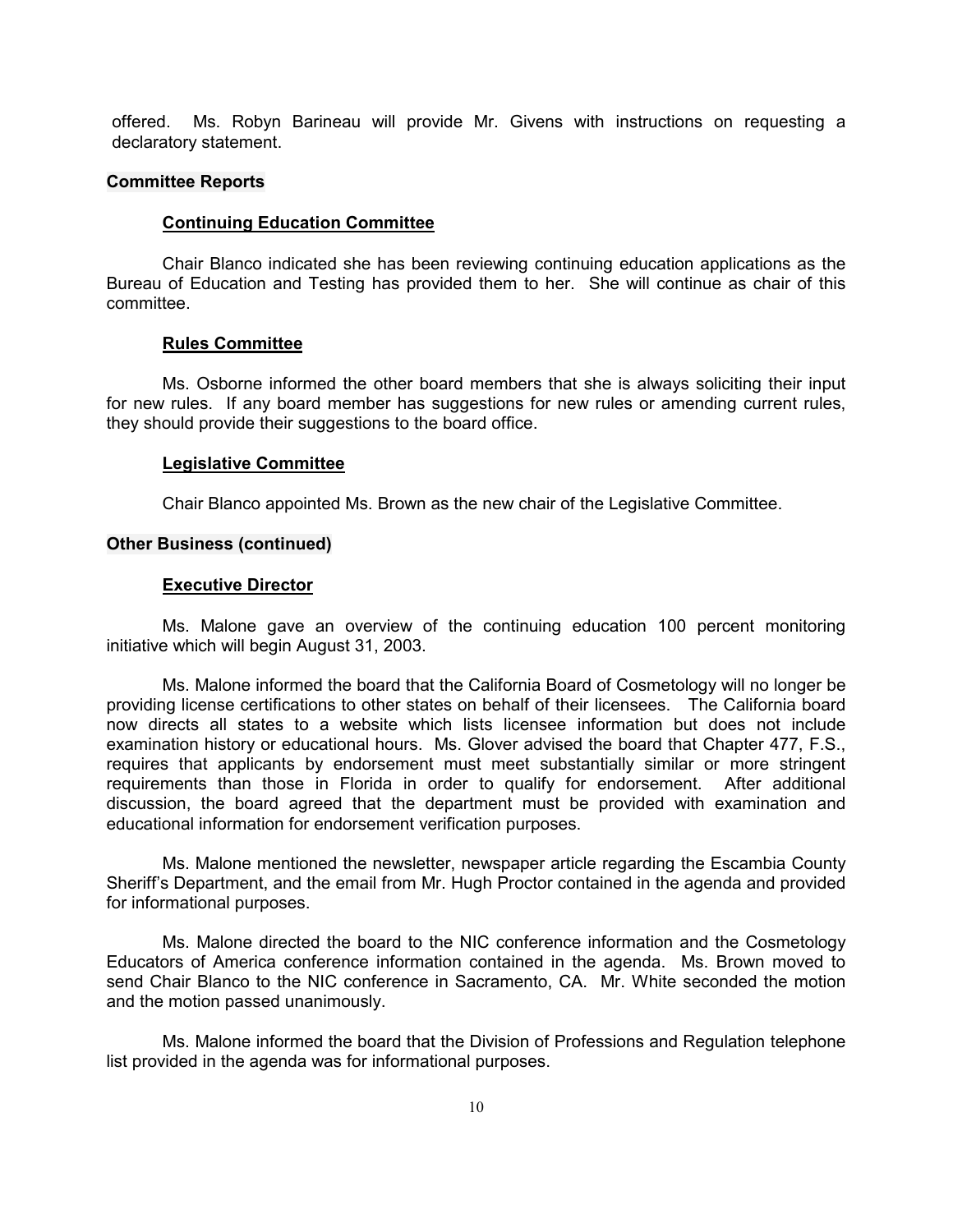offered. Ms. Robyn Barineau will provide Mr. Givens with instructions on requesting a declaratory statement.

## Committee Reports

### Continuing Education Committee

Chair Blanco indicated she has been reviewing continuing education applications as the Bureau of Education and Testing has provided them to her. She will continue as chair of this committee.

### Rules Committee

Ms. Osborne informed the other board members that she is always soliciting their input for new rules. If any board member has suggestions for new rules or amending current rules, they should provide their suggestions to the board office.

### Legislative Committee

Chair Blanco appointed Ms. Brown as the new chair of the Legislative Committee.

## Other Business (continued)

### Executive Director

Ms. Malone gave an overview of the continuing education 100 percent monitoring initiative which will begin August 31, 2003.

Ms. Malone informed the board that the California Board of Cosmetology will no longer be providing license certifications to other states on behalf of their licensees. The California board now directs all states to a website which lists licensee information but does not include examination history or educational hours. Ms. Glover advised the board that Chapter 477, F.S., requires that applicants by endorsement must meet substantially similar or more stringent requirements than those in Florida in order to qualify for endorsement. After additional discussion, the board agreed that the department must be provided with examination and educational information for endorsement verification purposes.

Ms. Malone mentioned the newsletter, newspaper article regarding the Escambia County Sheriff's Department, and the email from Mr. Hugh Proctor contained in the agenda and provided for informational purposes.

Ms. Malone directed the board to the NIC conference information and the Cosmetology Educators of America conference information contained in the agenda. Ms. Brown moved to send Chair Blanco to the NIC conference in Sacramento, CA. Mr. White seconded the motion and the motion passed unanimously.

Ms. Malone informed the board that the Division of Professions and Regulation telephone list provided in the agenda was for informational purposes.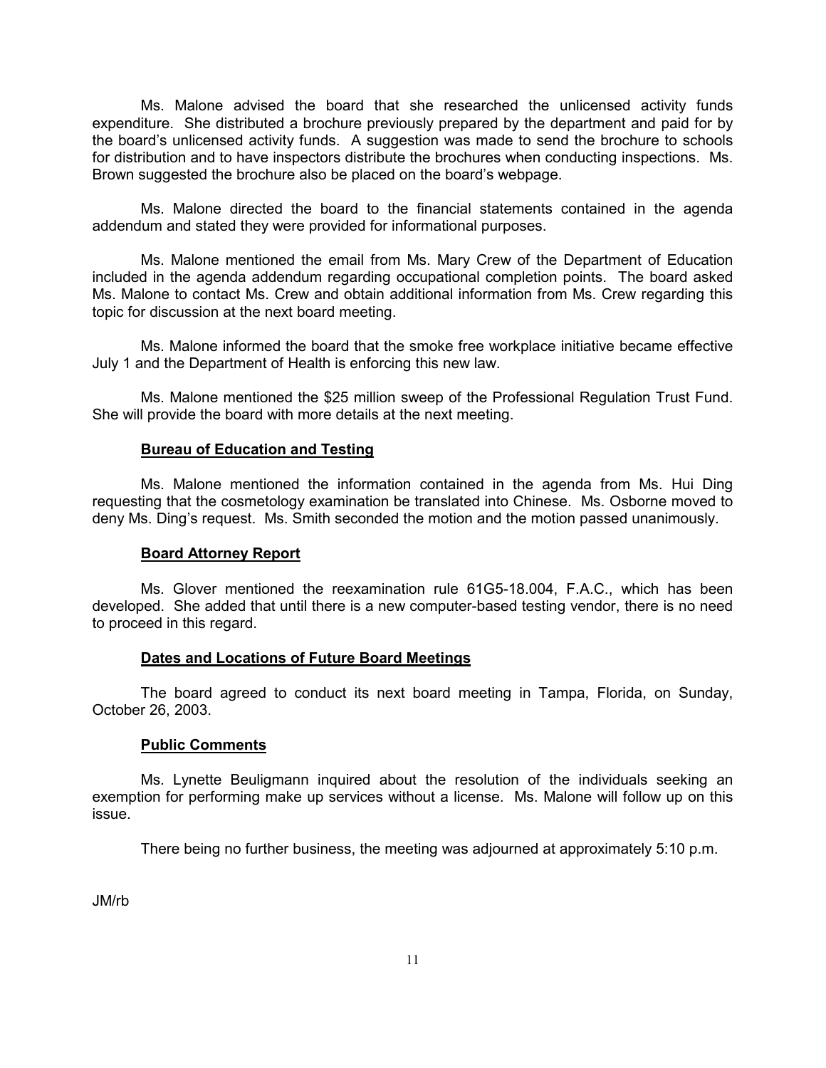Ms. Malone advised the board that she researched the unlicensed activity funds expenditure. She distributed a brochure previously prepared by the department and paid for by the board's unlicensed activity funds. A suggestion was made to send the brochure to schools for distribution and to have inspectors distribute the brochures when conducting inspections. Ms. Brown suggested the brochure also be placed on the board's webpage.

Ms. Malone directed the board to the financial statements contained in the agenda addendum and stated they were provided for informational purposes.

Ms. Malone mentioned the email from Ms. Mary Crew of the Department of Education included in the agenda addendum regarding occupational completion points. The board asked Ms. Malone to contact Ms. Crew and obtain additional information from Ms. Crew regarding this topic for discussion at the next board meeting.

Ms. Malone informed the board that the smoke free workplace initiative became effective July 1 and the Department of Health is enforcing this new law.

Ms. Malone mentioned the $25 million sweep of the Professional Regulation Trust Fund. She will provide the board with more details at the next meeting.

**Bureau of Education and Testing**

Ms. Malone mentioned the information contained in the agenda from Ms. Hui Ding requesting that the cosmetology examination be translated into Chinese. Ms. Osborne moved to deny Ms. Ding's request. Ms. Smith seconded the motion and the motion passed unanimously.

**Board Attorney Report**

Ms. Glover mentioned the reexamination rule 61G5-18.004, F.A.C., which has been developed. She added that until there is a new computer-based testing vendor, there is no need to proceed in this regard.

**Dates and Locations of Future Board Meetings**

The board agreed to conduct its next board meeting in Tampa, Florida, on Sunday, October 26, 2003.

**Public Comments**

Ms. Lynette Beuligmann inquired about the resolution of the individuals seeking an exemption for performing make up services without a license. Ms. Malone will follow up on this issue.

There being no further business, the meeting was adjourned at approximately 5:10 p.m.

JM/rb